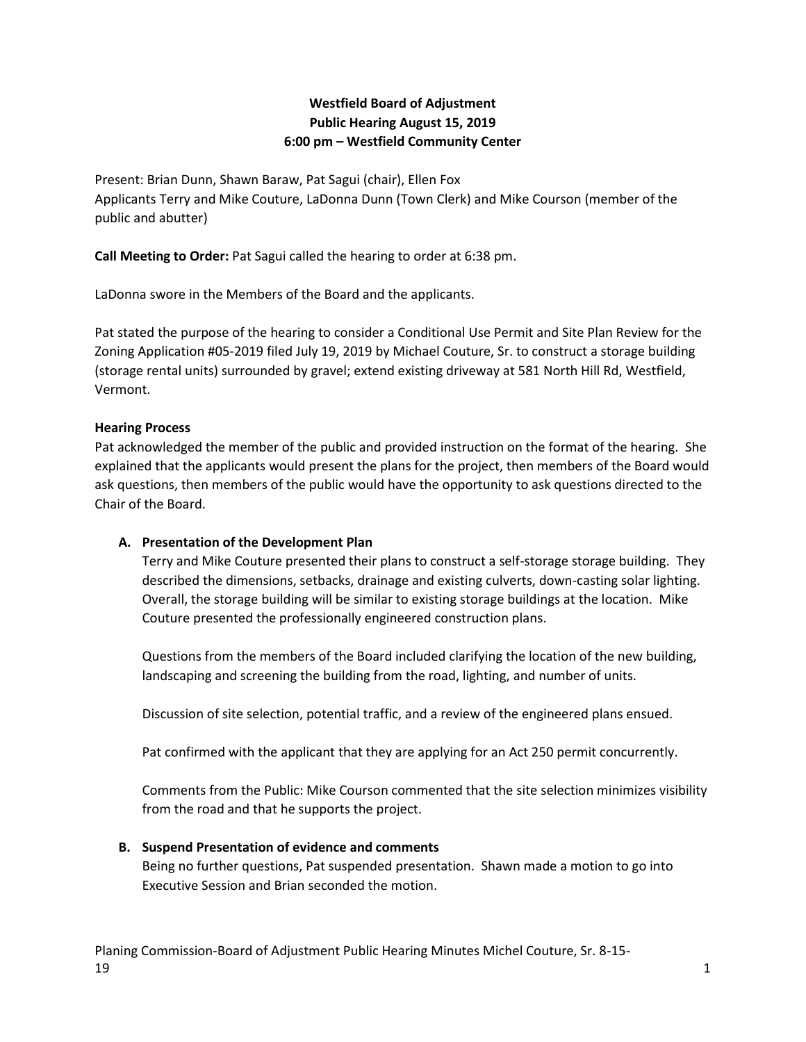**Westfield Board of Adjustment**
**Public Hearing August 15, 2019**
**6:00 pm – Westfield Community Center**

Present: Brian Dunn, Shawn Baraw, Pat Sagui (chair), Ellen Fox
Applicants Terry and Mike Couture, LaDonna Dunn (Town Clerk) and Mike Courson (member of the public and abutter)

**Call Meeting to Order:** Pat Sagui called the hearing to order at 6:38 pm.

LaDonna swore in the Members of the Board and the applicants.

Pat stated the purpose of the hearing to consider a Conditional Use Permit and Site Plan Review for the Zoning Application #05-2019 filed July 19, 2019 by Michael Couture, Sr. to construct a storage building (storage rental units) surrounded by gravel; extend existing driveway at 581 North Hill Rd, Westfield, Vermont.

**Hearing Process**

Pat acknowledged the member of the public and provided instruction on the format of the hearing. She explained that the applicants would present the plans for the project, then members of the Board would ask questions, then members of the public would have the opportunity to ask questions directed to the Chair of the Board.

**A. Presentation of the Development Plan**

Terry and Mike Couture presented their plans to construct a self-storage storage building. They described the dimensions, setbacks, drainage and existing culverts, down-casting solar lighting. Overall, the storage building will be similar to existing storage buildings at the location. Mike Couture presented the professionally engineered construction plans.

Questions from the members of the Board included clarifying the location of the new building, landscaping and screening the building from the road, lighting, and number of units.

Discussion of site selection, potential traffic, and a review of the engineered plans ensued.

Pat confirmed with the applicant that they are applying for an Act 250 permit concurrently.

Comments from the Public: Mike Courson commented that the site selection minimizes visibility from the road and that he supports the project.

**B. Suspend Presentation of evidence and comments**

Being no further questions, Pat suspended presentation. Shawn made a motion to go into Executive Session and Brian seconded the motion.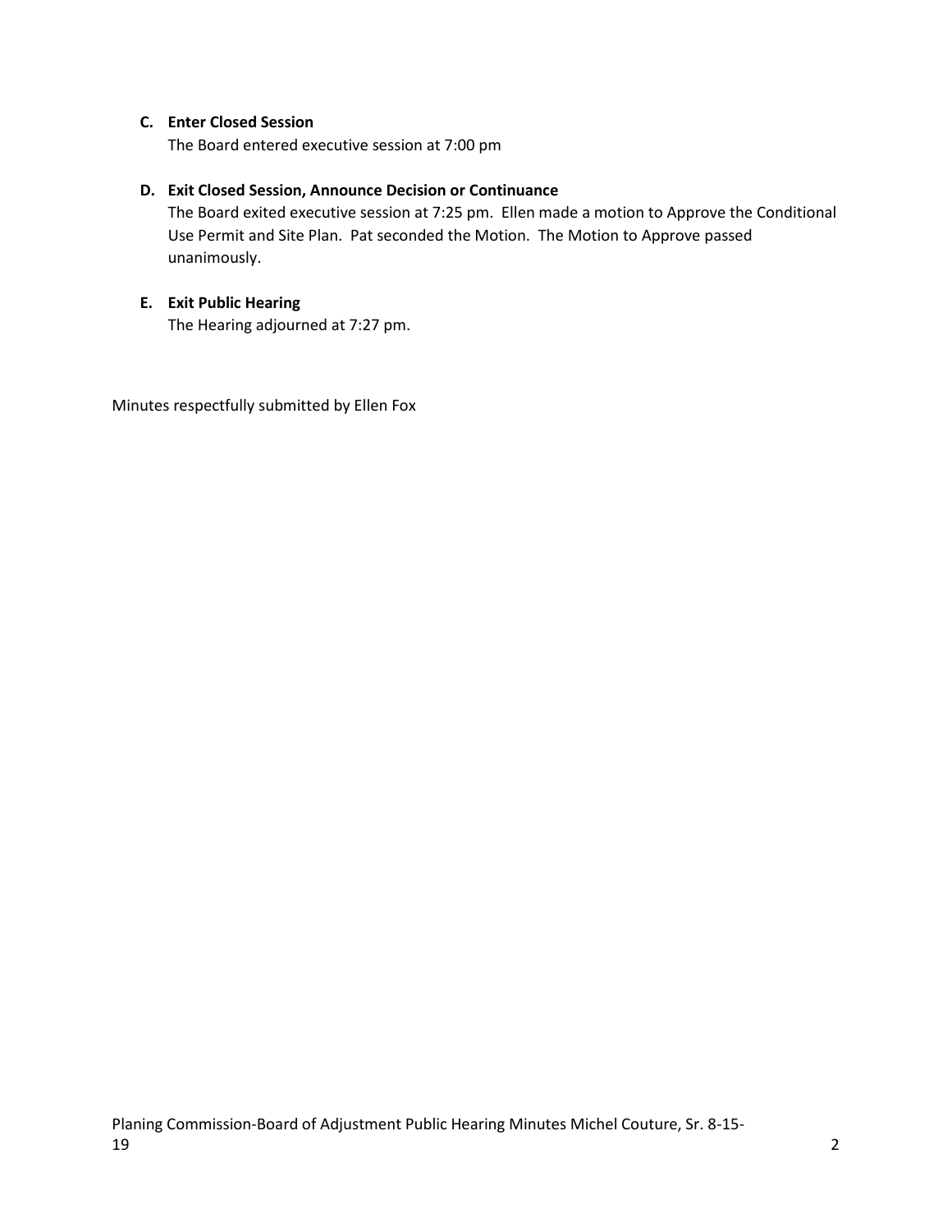**C. Enter Closed Session**

The Board entered executive session at 7:00 pm

**D. Exit Closed Session, Announce Decision or Continuance**

The Board exited executive session at 7:25 pm. Ellen made a motion to Approve the Conditional Use Permit and Site Plan. Pat seconded the Motion. The Motion to Approve passed unanimously.

**E. Exit Public Hearing**

The Hearing adjourned at 7:27 pm.

Minutes respectfully submitted by Ellen Fox